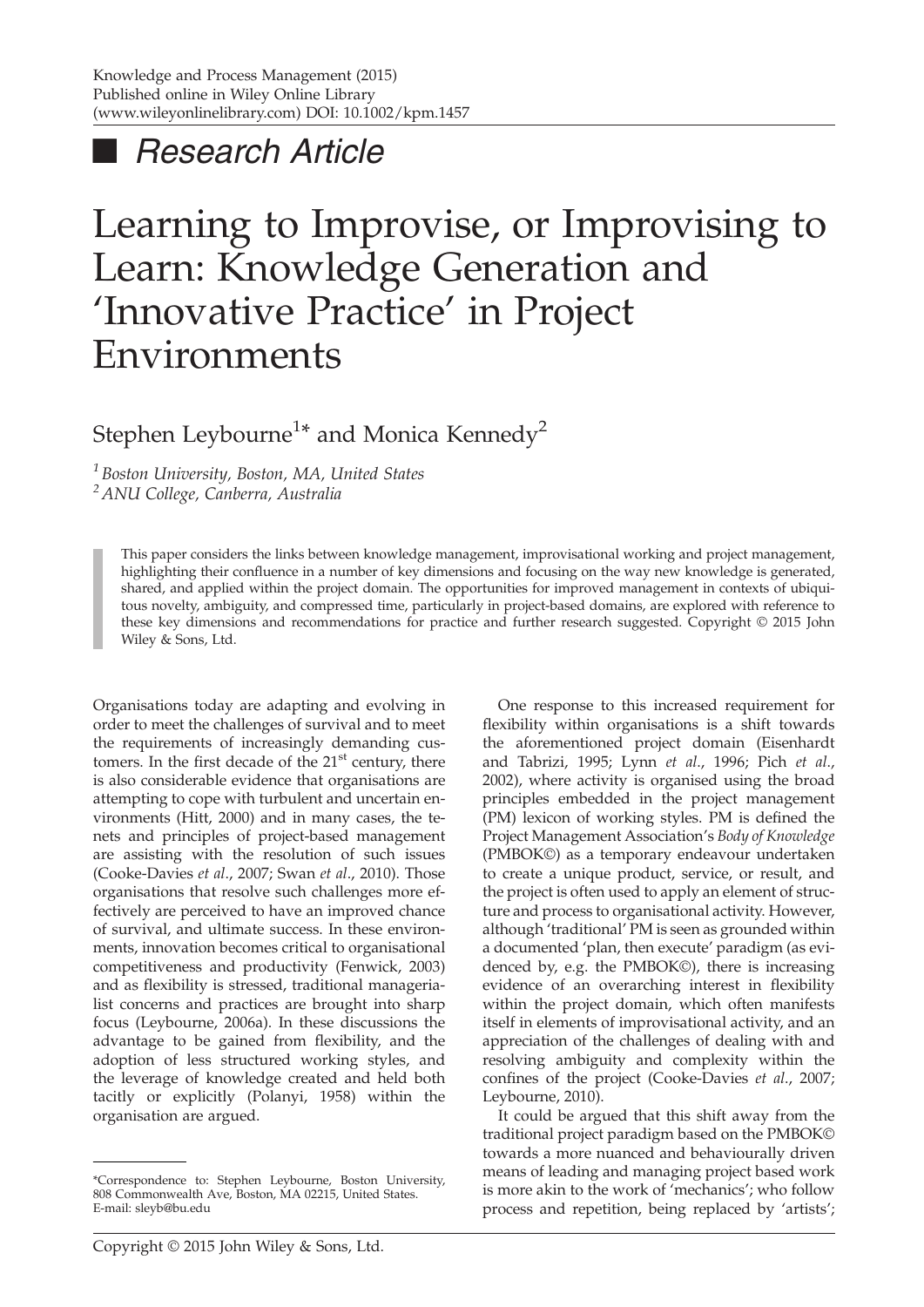Knowledge and Process Management (2015)
Published online in Wiley Online Library
(www.wileyonlinelibrary.com) DOI: 10.1002/kpm.1457

## Research Article

# Learning to Improvise, or Improvising to Learn: Knowledge Generation and 'Innovative Practice' in Project Environments

Stephen Leybourne[1]* and Monica Kennedy[2]

[1] *Boston University, Boston, MA, United States*
[2] *ANU College, Canberra, Australia*

> This paper considers the links between knowledge management, improvisational working and project management, highlighting their confluence in a number of key dimensions and focusing on the way new knowledge is generated, shared, and applied within the project domain. The opportunities for improved management in contexts of ubiquitous novelty, ambiguity, and compressed time, particularly in project-based domains, are explored with reference to these key dimensions and recommendations for practice and further research suggested. Copyright © 2015 John Wiley & Sons, Ltd.

Organisations today are adapting and evolving in order to meet the challenges of survival and to meet the requirements of increasingly demanding customers. In the first decade of the 21st century, there is also considerable evidence that organisations are attempting to cope with turbulent and uncertain environments (Hitt, 2000) and in many cases, the tenets and principles of project-based management are assisting with the resolution of such issues (Cooke-Davies *et al*., 2007; Swan *et al*., 2010). Those organisations that resolve such challenges more effectively are perceived to have an improved chance of survival, and ultimate success. In these environments, innovation becomes critical to organisational competitiveness and productivity (Fenwick, 2003) and as flexibility is stressed, traditional managerialist concerns and practices are brought into sharp focus (Leybourne, 2006a). In these discussions the advantage to be gained from flexibility, and the adoption of less structured working styles, and the leverage of knowledge created and held both tacitly or explicitly (Polanyi, 1958) within the organisation are argued.

One response to this increased requirement for flexibility within organisations is a shift towards the aforementioned project domain (Eisenhardt and Tabrizi, 1995; Lynn *et al*., 1996; Pich *et al*., 2002), where activity is organised using the broad principles embedded in the project management (PM) lexicon of working styles. PM is defined the Project Management Association's *Body of Knowledge* (PMBOK©) as a temporary endeavour undertaken to create a unique product, service, or result, and the project is often used to apply an element of structure and process to organisational activity. However, although 'traditional' PM is seen as grounded within a documented 'plan, then execute' paradigm (as evidenced by, e.g. the PMBOK©), there is increasing evidence of an overarching interest in flexibility within the project domain, which often manifests itself in elements of improvisational activity, and an appreciation of the challenges of dealing with and resolving ambiguity and complexity within the confines of the project (Cooke-Davies *et al*., 2007; Leybourne, 2010).

It could be argued that this shift away from the traditional project paradigm based on the PMBOK© towards a more nuanced and behaviourally driven means of leading and managing project based work is more akin to the work of 'mechanics'; who follow process and repetition, being replaced by 'artists';

*Correspondence to: Stephen Leybourne, Boston University, 808 Commonwealth Ave, Boston, MA 02215, United States. E-mail: sleyb@bu.edu

Copyright © 2015 John Wiley & Sons, Ltd.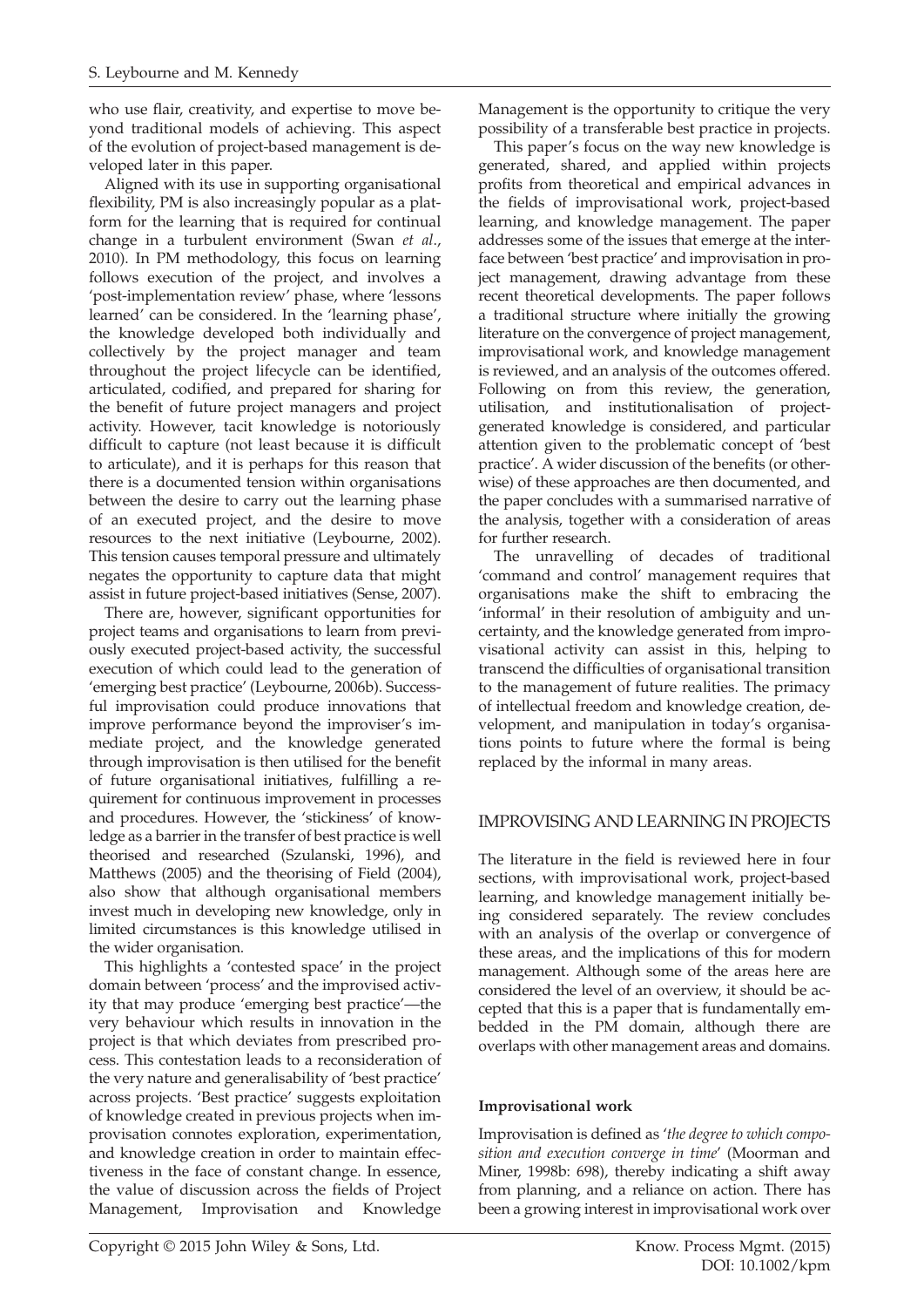who use flair, creativity, and expertise to move beyond traditional models of achieving. This aspect of the evolution of project-based management is developed later in this paper.

Aligned with its use in supporting organisational flexibility, PM is also increasingly popular as a platform for the learning that is required for continual change in a turbulent environment (Swan *et al*., 2010). In PM methodology, this focus on learning follows execution of the project, and involves a 'post-implementation review' phase, where 'lessons learned' can be considered. In the 'learning phase', the knowledge developed both individually and collectively by the project manager and team throughout the project lifecycle can be identified, articulated, codified, and prepared for sharing for the benefit of future project managers and project activity. However, tacit knowledge is notoriously difficult to capture (not least because it is difficult to articulate), and it is perhaps for this reason that there is a documented tension within organisations between the desire to carry out the learning phase of an executed project, and the desire to move resources to the next initiative (Leybourne, 2002). This tension causes temporal pressure and ultimately negates the opportunity to capture data that might assist in future project-based initiatives (Sense, 2007).

There are, however, significant opportunities for project teams and organisations to learn from previously executed project-based activity, the successful execution of which could lead to the generation of 'emerging best practice' (Leybourne, 2006b). Successful improvisation could produce innovations that improve performance beyond the improviser's immediate project, and the knowledge generated through improvisation is then utilised for the benefit of future organisational initiatives, fulfilling a requirement for continuous improvement in processes and procedures. However, the 'stickiness' of knowledge as a barrier in the transfer of best practice is well theorised and researched (Szulanski, 1996), and Matthews (2005) and the theorising of Field (2004), also show that although organisational members invest much in developing new knowledge, only in limited circumstances is this knowledge utilised in the wider organisation.

This highlights a 'contested space' in the project domain between 'process' and the improvised activity that may produce 'emerging best practice'—the very behaviour which results in innovation in the project is that which deviates from prescribed process. This contestation leads to a reconsideration of the very nature and generalisability of 'best practice' across projects. 'Best practice' suggests exploitation of knowledge created in previous projects when improvisation connotes exploration, experimentation, and knowledge creation in order to maintain effectiveness in the face of constant change. In essence, the value of discussion across the fields of Project Management, Improvisation and Knowledge Management is the opportunity to critique the very possibility of a transferable best practice in projects.

This paper's focus on the way new knowledge is generated, shared, and applied within projects profits from theoretical and empirical advances in the fields of improvisational work, project-based learning, and knowledge management. The paper addresses some of the issues that emerge at the interface between 'best practice' and improvisation in project management, drawing advantage from these recent theoretical developments. The paper follows a traditional structure where initially the growing literature on the convergence of project management, improvisational work, and knowledge management is reviewed, and an analysis of the outcomes offered. Following on from this review, the generation, utilisation, and institutionalisation of project-generated knowledge is considered, and particular attention given to the problematic concept of 'best practice'. A wider discussion of the benefits (or otherwise) of these approaches are then documented, and the paper concludes with a summarised narrative of the analysis, together with a consideration of areas for further research.

The unravelling of decades of traditional 'command and control' management requires that organisations make the shift to embracing the 'informal' in their resolution of ambiguity and uncertainty, and the knowledge generated from improvisational activity can assist in this, helping to transcend the difficulties of organisational transition to the management of future realities. The primacy of intellectual freedom and knowledge creation, development, and manipulation in today's organisations points to future where the formal is being replaced by the informal in many areas.

## IMPROVISING AND LEARNING IN PROJECTS

The literature in the field is reviewed here in four sections, with improvisational work, project-based learning, and knowledge management initially being considered separately. The review concludes with an analysis of the overlap or convergence of these areas, and the implications of this for modern management. Although some of the areas here are considered the level of an overview, it should be accepted that this is a paper that is fundamentally embedded in the PM domain, although there are overlaps with other management areas and domains.

### Improvisational work

Improvisation is defined as '*the degree to which composition and execution converge in time*' (Moorman and Miner, 1998b: 698), thereby indicating a shift away from planning, and a reliance on action. There has been a growing interest in improvisational work over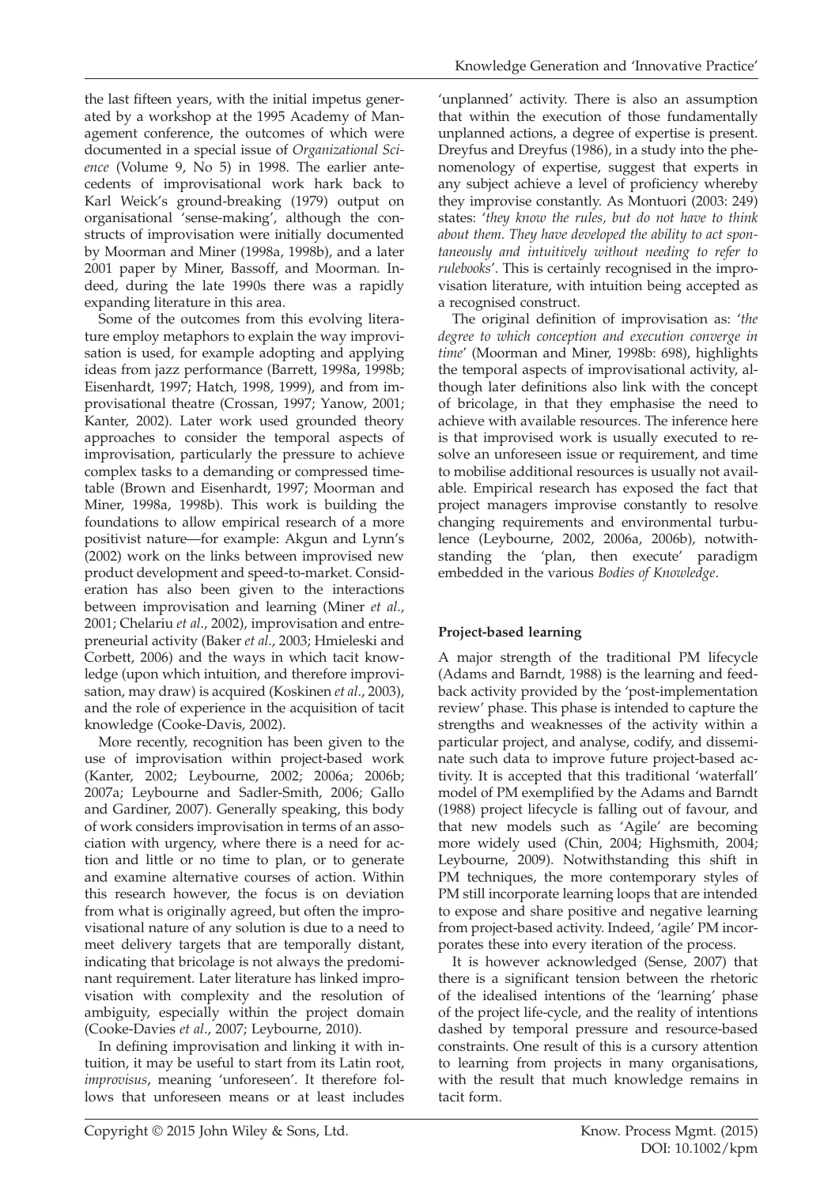the last fifteen years, with the initial impetus generated by a workshop at the 1995 Academy of Management conference, the outcomes of which were documented in a special issue of *Organizational Science* (Volume 9, No 5) in 1998. The earlier antecedents of improvisational work hark back to Karl Weick's ground-breaking (1979) output on organisational 'sense-making', although the constructs of improvisation were initially documented by Moorman and Miner (1998a, 1998b), and a later 2001 paper by Miner, Bassoff, and Moorman. Indeed, during the late 1990s there was a rapidly expanding literature in this area.

Some of the outcomes from this evolving literature employ metaphors to explain the way improvisation is used, for example adopting and applying ideas from jazz performance (Barrett, 1998a, 1998b; Eisenhardt, 1997; Hatch, 1998, 1999), and from improvisational theatre (Crossan, 1997; Yanow, 2001; Kanter, 2002). Later work used grounded theory approaches to consider the temporal aspects of improvisation, particularly the pressure to achieve complex tasks to a demanding or compressed timetable (Brown and Eisenhardt, 1997; Moorman and Miner, 1998a, 1998b). This work is building the foundations to allow empirical research of a more positivist nature—for example: Akgun and Lynn's (2002) work on the links between improvised new product development and speed-to-market. Consideration has also been given to the interactions between improvisation and learning (Miner *et al*., 2001; Chelariu *et al*., 2002), improvisation and entrepreneurial activity (Baker *et al*., 2003; Hmieleski and Corbett, 2006) and the ways in which tacit knowledge (upon which intuition, and therefore improvisation, may draw) is acquired (Koskinen *et al*., 2003), and the role of experience in the acquisition of tacit knowledge (Cooke-Davis, 2002).

More recently, recognition has been given to the use of improvisation within project-based work (Kanter, 2002; Leybourne, 2002; 2006a; 2006b; 2007a; Leybourne and Sadler-Smith, 2006; Gallo and Gardiner, 2007). Generally speaking, this body of work considers improvisation in terms of an association with urgency, where there is a need for action and little or no time to plan, or to generate and examine alternative courses of action. Within this research however, the focus is on deviation from what is originally agreed, but often the improvisational nature of any solution is due to a need to meet delivery targets that are temporally distant, indicating that bricolage is not always the predominant requirement. Later literature has linked improvisation with complexity and the resolution of ambiguity, especially within the project domain (Cooke-Davies *et al*., 2007; Leybourne, 2010).

In defining improvisation and linking it with intuition, it may be useful to start from its Latin root, *improvisus*, meaning 'unforeseen'. It therefore follows that unforeseen means or at least includes 'unplanned' activity. There is also an assumption that within the execution of those fundamentally unplanned actions, a degree of expertise is present. Dreyfus and Dreyfus (1986), in a study into the phenomenology of expertise, suggest that experts in any subject achieve a level of proficiency whereby they improvise constantly. As Montuori (2003: 249) states: '*they know the rules, but do not have to think about them. They have developed the ability to act spontaneously and intuitively without needing to refer to rulebooks*'. This is certainly recognised in the improvisation literature, with intuition being accepted as a recognised construct.

The original definition of improvisation as: '*the degree to which conception and execution converge in time*' (Moorman and Miner, 1998b: 698), highlights the temporal aspects of improvisational activity, although later definitions also link with the concept of bricolage, in that they emphasise the need to achieve with available resources. The inference here is that improvised work is usually executed to resolve an unforeseen issue or requirement, and time to mobilise additional resources is usually not available. Empirical research has exposed the fact that project managers improvise constantly to resolve changing requirements and environmental turbulence (Leybourne, 2002, 2006a, 2006b), notwithstanding the 'plan, then execute' paradigm embedded in the various *Bodies of Knowledge*.

## Project-based learning

A major strength of the traditional PM lifecycle (Adams and Barndt, 1988) is the learning and feedback activity provided by the 'post-implementation review' phase. This phase is intended to capture the strengths and weaknesses of the activity within a particular project, and analyse, codify, and disseminate such data to improve future project-based activity. It is accepted that this traditional 'waterfall' model of PM exemplified by the Adams and Barndt (1988) project lifecycle is falling out of favour, and that new models such as 'Agile' are becoming more widely used (Chin, 2004; Highsmith, 2004; Leybourne, 2009). Notwithstanding this shift in PM techniques, the more contemporary styles of PM still incorporate learning loops that are intended to expose and share positive and negative learning from project-based activity. Indeed, 'agile' PM incorporates these into every iteration of the process.

It is however acknowledged (Sense, 2007) that there is a significant tension between the rhetoric of the idealised intentions of the 'learning' phase of the project life-cycle, and the reality of intentions dashed by temporal pressure and resource-based constraints. One result of this is a cursory attention to learning from projects in many organisations, with the result that much knowledge remains in tacit form.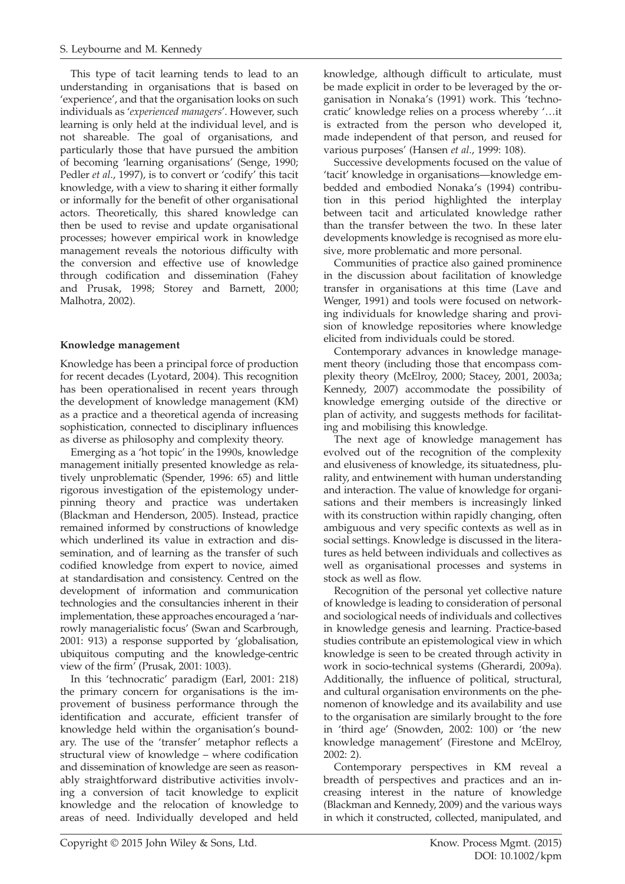This type of tacit learning tends to lead to an understanding in organisations that is based on 'experience', and that the organisation looks on such individuals as '*experienced managers*'. However, such learning is only held at the individual level, and is not shareable. The goal of organisations, and particularly those that have pursued the ambition of becoming 'learning organisations' (Senge, 1990; Pedler *et al*., 1997), is to convert or 'codify' this tacit knowledge, with a view to sharing it either formally or informally for the benefit of other organisational actors. Theoretically, this shared knowledge can then be used to revise and update organisational processes; however empirical work in knowledge management reveals the notorious difficulty with the conversion and effective use of knowledge through codification and dissemination (Fahey and Prusak, 1998; Storey and Barnett, 2000; Malhotra, 2002).

**Knowledge management**

Knowledge has been a principal force of production for recent decades (Lyotard, 2004). This recognition has been operationalised in recent years through the development of knowledge management (KM) as a practice and a theoretical agenda of increasing sophistication, connected to disciplinary influences as diverse as philosophy and complexity theory.

Emerging as a 'hot topic' in the 1990s, knowledge management initially presented knowledge as relatively unproblematic (Spender, 1996: 65) and little rigorous investigation of the epistemology underpinning theory and practice was undertaken (Blackman and Henderson, 2005). Instead, practice remained informed by constructions of knowledge which underlined its value in extraction and dissemination, and of learning as the transfer of such codified knowledge from expert to novice, aimed at standardisation and consistency. Centred on the development of information and communication technologies and the consultancies inherent in their implementation, these approaches encouraged a 'narrowly managerialistic focus' (Swan and Scarbrough, 2001: 913) a response supported by 'globalisation, ubiquitous computing and the knowledge-centric view of the firm' (Prusak, 2001: 1003).

In this 'technocratic' paradigm (Earl, 2001: 218) the primary concern for organisations is the improvement of business performance through the identification and accurate, efficient transfer of knowledge held within the organisation's boundary. The use of the 'transfer' metaphor reflects a structural view of knowledge – where codification and dissemination of knowledge are seen as reasonably straightforward distributive activities involving a conversion of tacit knowledge to explicit knowledge and the relocation of knowledge to areas of need. Individually developed and held knowledge, although difficult to articulate, must be made explicit in order to be leveraged by the organisation in Nonaka's (1991) work. This 'technocratic' knowledge relies on a process whereby '…it is extracted from the person who developed it, made independent of that person, and reused for various purposes' (Hansen *et al*., 1999: 108).

Successive developments focused on the value of 'tacit' knowledge in organisations—knowledge embedded and embodied Nonaka's (1994) contribution in this period highlighted the interplay between tacit and articulated knowledge rather than the transfer between the two. In these later developments knowledge is recognised as more elusive, more problematic and more personal.

Communities of practice also gained prominence in the discussion about facilitation of knowledge transfer in organisations at this time (Lave and Wenger, 1991) and tools were focused on networking individuals for knowledge sharing and provision of knowledge repositories where knowledge elicited from individuals could be stored.

Contemporary advances in knowledge management theory (including those that encompass complexity theory (McElroy, 2000; Stacey, 2001, 2003a; Kennedy, 2007) accommodate the possibility of knowledge emerging outside of the directive or plan of activity, and suggests methods for facilitating and mobilising this knowledge.

The next age of knowledge management has evolved out of the recognition of the complexity and elusiveness of knowledge, its situatedness, plurality, and entwinement with human understanding and interaction. The value of knowledge for organisations and their members is increasingly linked with its construction within rapidly changing, often ambiguous and very specific contexts as well as in social settings. Knowledge is discussed in the literatures as held between individuals and collectives as well as organisational processes and systems in stock as well as flow.

Recognition of the personal yet collective nature of knowledge is leading to consideration of personal and sociological needs of individuals and collectives in knowledge genesis and learning. Practice-based studies contribute an epistemological view in which knowledge is seen to be created through activity in work in socio-technical systems (Gherardi, 2009a). Additionally, the influence of political, structural, and cultural organisation environments on the phenomenon of knowledge and its availability and use to the organisation are similarly brought to the fore in 'third age' (Snowden, 2002: 100) or 'the new knowledge management' (Firestone and McElroy, 2002: 2).

Contemporary perspectives in KM reveal a breadth of perspectives and practices and an increasing interest in the nature of knowledge (Blackman and Kennedy, 2009) and the various ways in which it constructed, collected, manipulated, and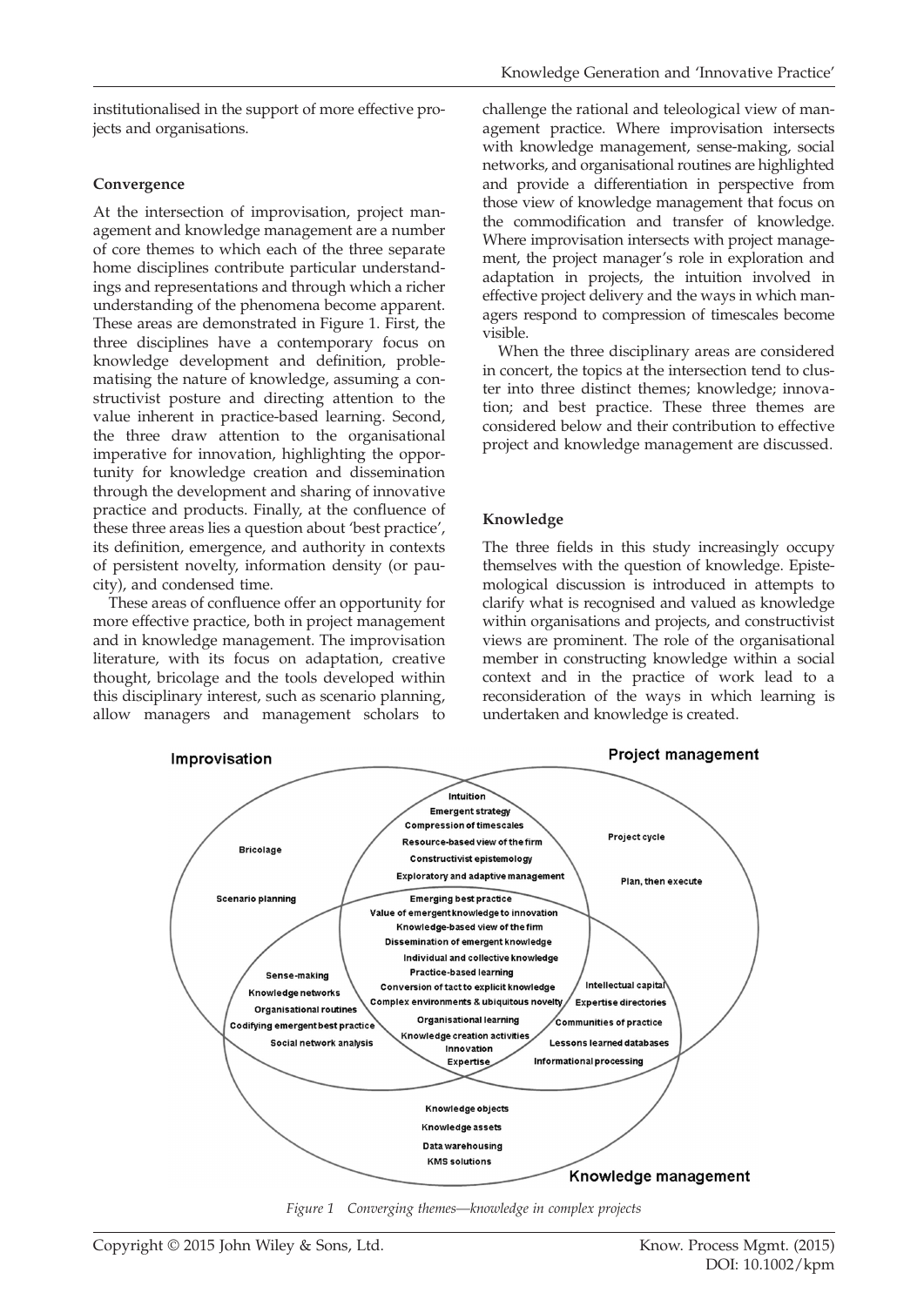institutionalised in the support of more effective projects and organisations.

## Convergence

At the intersection of improvisation, project management and knowledge management are a number of core themes to which each of the three separate home disciplines contribute particular understandings and representations and through which a richer understanding of the phenomena become apparent. These areas are demonstrated in Figure 1. First, the three disciplines have a contemporary focus on knowledge development and definition, problematising the nature of knowledge, assuming a constructivist posture and directing attention to the value inherent in practice-based learning. Second, the three draw attention to the organisational imperative for innovation, highlighting the opportunity for knowledge creation and dissemination through the development and sharing of innovative practice and products. Finally, at the confluence of these three areas lies a question about 'best practice', its definition, emergence, and authority in contexts of persistent novelty, information density (or paucity), and condensed time.

These areas of confluence offer an opportunity for more effective practice, both in project management and in knowledge management. The improvisation literature, with its focus on adaptation, creative thought, bricolage and the tools developed within this disciplinary interest, such as scenario planning, allow managers and management scholars to challenge the rational and teleological view of management practice. Where improvisation intersects with knowledge management, sense-making, social networks, and organisational routines are highlighted and provide a differentiation in perspective from those view of knowledge management that focus on the commodification and transfer of knowledge. Where improvisation intersects with project management, the project manager's role in exploration and adaptation in projects, the intuition involved in effective project delivery and the ways in which managers respond to compression of timescales become visible.

When the three disciplinary areas are considered in concert, the topics at the intersection tend to cluster into three distinct themes; knowledge; innovation; and best practice. These three themes are considered below and their contribution to effective project and knowledge management are discussed.

## Knowledge

The three fields in this study increasingly occupy themselves with the question of knowledge. Epistemological discussion is introduced in attempts to clarify what is recognised and valued as knowledge within organisations and projects, and constructivist views are prominent. The role of the organisational member in constructing knowledge within a social context and in the practice of work lead to a reconsideration of the ways in which learning is undertaken and knowledge is created.

Improvisation

Bricolage

Scenario planning

Project management

Project cycle

Plan, then execute

Intuition
Emergent strategy
Compression of timescales
Resource-based view of the firm
Constructivist epistemology
Exploratory and adaptive management

Emerging best practice
Value of emergent knowledge to innovation
Knowledge-based view of the firm
Dissemination of emergent knowledge
Individual and collective knowledge
Practice-based learning
Conversion of tacit to explicit knowledge
Complex environments & ubiquitous novelty
Organisational learning
Knowledge creation activities
Innovation
Expertise

Sense-making
Knowledge networks
Organisational routines
Codifying emergent best practice
Social network analysis

Intellectual capital
Expertise directories
Communities of practice
Lessons learned databases
Informational processing

Knowledge objects
Knowledge assets
Data warehousing
KMS solutions

Knowledge management

*Figure 1 Converging themes—knowledge in complex projects*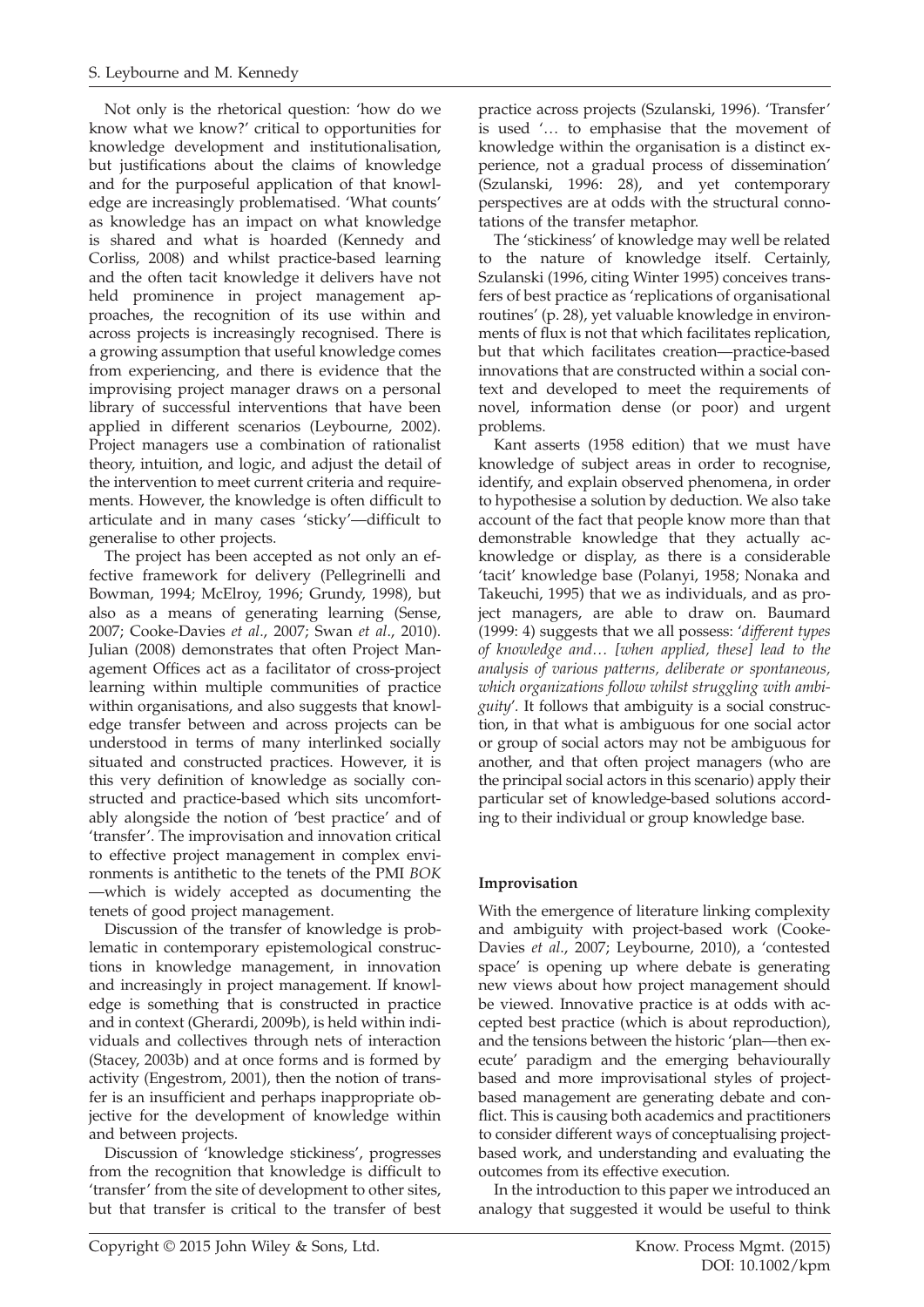Not only is the rhetorical question: 'how do we know what we know?' critical to opportunities for knowledge development and institutionalisation, but justifications about the claims of knowledge and for the purposeful application of that knowledge are increasingly problematised. 'What counts' as knowledge has an impact on what knowledge is shared and what is hoarded (Kennedy and Corliss, 2008) and whilst practice-based learning and the often tacit knowledge it delivers have not held prominence in project management approaches, the recognition of its use within and across projects is increasingly recognised. There is a growing assumption that useful knowledge comes from experiencing, and there is evidence that the improvising project manager draws on a personal library of successful interventions that have been applied in different scenarios (Leybourne, 2002). Project managers use a combination of rationalist theory, intuition, and logic, and adjust the detail of the intervention to meet current criteria and requirements. However, the knowledge is often difficult to articulate and in many cases 'sticky'—difficult to generalise to other projects.

The project has been accepted as not only an effective framework for delivery (Pellegrinelli and Bowman, 1994; McElroy, 1996; Grundy, 1998), but also as a means of generating learning (Sense, 2007; Cooke-Davies *et al*., 2007; Swan *et al*., 2010). Julian (2008) demonstrates that often Project Management Offices act as a facilitator of cross-project learning within multiple communities of practice within organisations, and also suggests that knowledge transfer between and across projects can be understood in terms of many interlinked socially situated and constructed practices. However, it is this very definition of knowledge as socially constructed and practice-based which sits uncomfortably alongside the notion of 'best practice' and of 'transfer'. The improvisation and innovation critical to effective project management in complex environments is antithetic to the tenets of the PMI *BOK*—which is widely accepted as documenting the tenets of good project management.

Discussion of the transfer of knowledge is problematic in contemporary epistemological constructions in knowledge management, in innovation and increasingly in project management. If knowledge is something that is constructed in practice and in context (Gherardi, 2009b), is held within individuals and collectives through nets of interaction (Stacey, 2003b) and at once forms and is formed by activity (Engestrom, 2001), then the notion of transfer is an insufficient and perhaps inappropriate objective for the development of knowledge within and between projects.

Discussion of 'knowledge stickiness', progresses from the recognition that knowledge is difficult to 'transfer' from the site of development to other sites, but that transfer is critical to the transfer of best practice across projects (Szulanski, 1996). 'Transfer' is used '… to emphasise that the movement of knowledge within the organisation is a distinct experience, not a gradual process of dissemination' (Szulanski, 1996: 28), and yet contemporary perspectives are at odds with the structural connotations of the transfer metaphor.

The 'stickiness' of knowledge may well be related to the nature of knowledge itself. Certainly, Szulanski (1996, citing Winter 1995) conceives transfers of best practice as 'replications of organisational routines' (p. 28), yet valuable knowledge in environments of flux is not that which facilitates replication, but that which facilitates creation—practice-based innovations that are constructed within a social context and developed to meet the requirements of novel, information dense (or poor) and urgent problems.

Kant asserts (1958 edition) that we must have knowledge of subject areas in order to recognise, identify, and explain observed phenomena, in order to hypothesise a solution by deduction. We also take account of the fact that people know more than that demonstrable knowledge that they actually acknowledge or display, as there is a considerable 'tacit' knowledge base (Polanyi, 1958; Nonaka and Takeuchi, 1995) that we as individuals, and as project managers, are able to draw on. Baumard (1999: 4) suggests that we all possess: '*different types of knowledge and… [when applied, these] lead to the analysis of various patterns, deliberate or spontaneous, which organizations follow whilst struggling with ambiguity*'. It follows that ambiguity is a social construction, in that what is ambiguous for one social actor or group of social actors may not be ambiguous for another, and that often project managers (who are the principal social actors in this scenario) apply their particular set of knowledge-based solutions according to their individual or group knowledge base.

## Improvisation

With the emergence of literature linking complexity and ambiguity with project-based work (Cooke-Davies *et al*., 2007; Leybourne, 2010), a 'contested space' is opening up where debate is generating new views about how project management should be viewed. Innovative practice is at odds with accepted best practice (which is about reproduction), and the tensions between the historic 'plan—then execute' paradigm and the emerging behaviourally based and more improvisational styles of project-based management are generating debate and conflict. This is causing both academics and practitioners to consider different ways of conceptualising project-based work, and understanding and evaluating the outcomes from its effective execution.

In the introduction to this paper we introduced an analogy that suggested it would be useful to think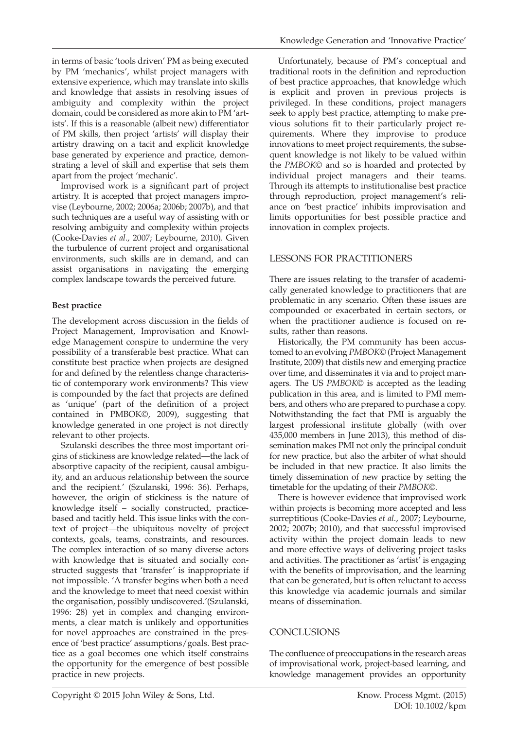in terms of basic 'tools driven' PM as being executed by PM 'mechanics', whilst project managers with extensive experience, which may translate into skills and knowledge that assists in resolving issues of ambiguity and complexity within the project domain, could be considered as more akin to PM 'artists'. If this is a reasonable (albeit new) differentiator of PM skills, then project 'artists' will display their artistry drawing on a tacit and explicit knowledge base generated by experience and practice, demonstrating a level of skill and expertise that sets them apart from the project 'mechanic'.

Improvised work is a significant part of project artistry. It is accepted that project managers improvise (Leybourne, 2002; 2006a; 2006b; 2007b), and that such techniques are a useful way of assisting with or resolving ambiguity and complexity within projects (Cooke-Davies *et al*., 2007; Leybourne, 2010). Given the turbulence of current project and organisational environments, such skills are in demand, and can assist organisations in navigating the emerging complex landscape towards the perceived future.

**Best practice**

The development across discussion in the fields of Project Management, Improvisation and Knowledge Management conspire to undermine the very possibility of a transferable best practice. What can constitute best practice when projects are designed for and defined by the relentless change characteristic of contemporary work environments? This view is compounded by the fact that projects are defined as 'unique' (part of the definition of a project contained in PMBOK©, 2009), suggesting that knowledge generated in one project is not directly relevant to other projects.

Szulanski describes the three most important origins of stickiness are knowledge related—the lack of absorptive capacity of the recipient, causal ambiguity, and an arduous relationship between the source and the recipient.' (Szulanski, 1996: 36). Perhaps, however, the origin of stickiness is the nature of knowledge itself – socially constructed, practice-based and tacitly held. This issue links with the context of project—the ubiquitous novelty of project contexts, goals, teams, constraints, and resources. The complex interaction of so many diverse actors with knowledge that is situated and socially constructed suggests that 'transfer' is inappropriate if not impossible. 'A transfer begins when both a need and the knowledge to meet that need coexist within the organisation, possibly undiscovered.'(Szulanski, 1996: 28) yet in complex and changing environments, a clear match is unlikely and opportunities for novel approaches are constrained in the presence of 'best practice' assumptions/goals. Best practice as a goal becomes one which itself constrains the opportunity for the emergence of best possible practice in new projects.

Unfortunately, because of PM's conceptual and traditional roots in the definition and reproduction of best practice approaches, that knowledge which is explicit and proven in previous projects is privileged. In these conditions, project managers seek to apply best practice, attempting to make previous solutions fit to their particularly project requirements. Where they improvise to produce innovations to meet project requirements, the subsequent knowledge is not likely to be valued within the *PMBOK©* and so is hoarded and protected by individual project managers and their teams. Through its attempts to institutionalise best practice through reproduction, project management's reliance on 'best practice' inhibits improvisation and limits opportunities for best possible practice and innovation in complex projects.

## LESSONS FOR PRACTITIONERS

There are issues relating to the transfer of academically generated knowledge to practitioners that are problematic in any scenario. Often these issues are compounded or exacerbated in certain sectors, or when the practitioner audience is focused on results, rather than reasons.

Historically, the PM community has been accustomed to an evolving *PMBOK©* (Project Management Institute, 2009) that distils new and emerging practice over time, and disseminates it via and to project managers. The US *PMBOK©* is accepted as the leading publication in this area, and is limited to PMI members, and others who are prepared to purchase a copy. Notwithstanding the fact that PMI is arguably the largest professional institute globally (with over 435,000 members in June 2013), this method of dissemination makes PMI not only the principal conduit for new practice, but also the arbiter of what should be included in that new practice. It also limits the timely dissemination of new practice by setting the timetable for the updating of their *PMBOK©*.

There is however evidence that improvised work within projects is becoming more accepted and less surreptitious (Cooke-Davies *et al*., 2007; Leybourne, 2002; 2007b; 2010), and that successful improvised activity within the project domain leads to new and more effective ways of delivering project tasks and activities. The practitioner as 'artist' is engaging with the benefits of improvisation, and the learning that can be generated, but is often reluctant to access this knowledge via academic journals and similar means of dissemination.

## CONCLUSIONS

The confluence of preoccupations in the research areas of improvisational work, project-based learning, and knowledge management provides an opportunity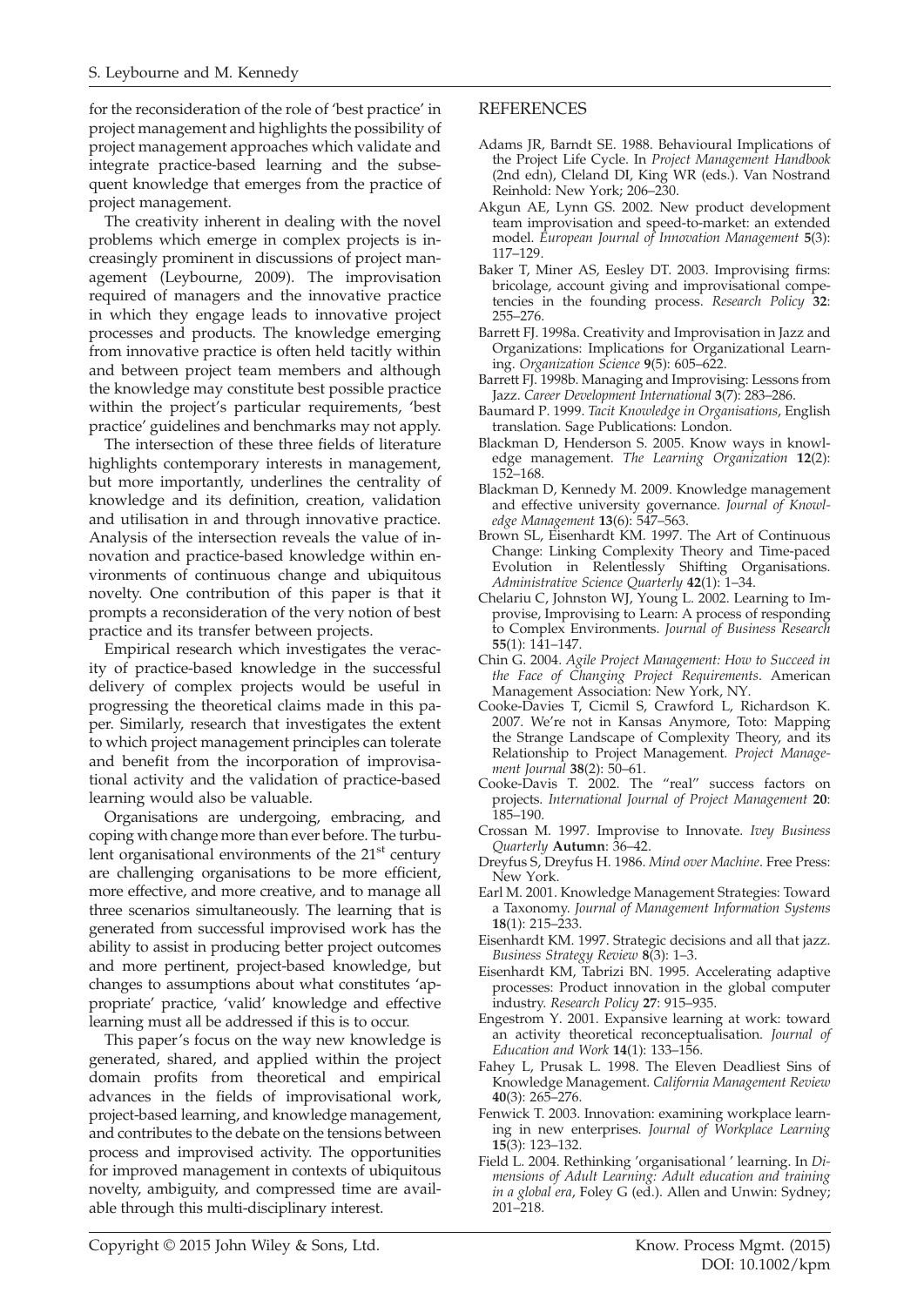for the reconsideration of the role of 'best practice' in project management and highlights the possibility of project management approaches which validate and integrate practice-based learning and the subsequent knowledge that emerges from the practice of project management.

The creativity inherent in dealing with the novel problems which emerge in complex projects is increasingly prominent in discussions of project management (Leybourne, 2009). The improvisation required of managers and the innovative practice in which they engage leads to innovative project processes and products. The knowledge emerging from innovative practice is often held tacitly within and between project team members and although the knowledge may constitute best possible practice within the project's particular requirements, 'best practice' guidelines and benchmarks may not apply.

The intersection of these three fields of literature highlights contemporary interests in management, but more importantly, underlines the centrality of knowledge and its definition, creation, validation and utilisation in and through innovative practice. Analysis of the intersection reveals the value of innovation and practice-based knowledge within environments of continuous change and ubiquitous novelty. One contribution of this paper is that it prompts a reconsideration of the very notion of best practice and its transfer between projects.

Empirical research which investigates the veracity of practice-based knowledge in the successful delivery of complex projects would be useful in progressing the theoretical claims made in this paper. Similarly, research that investigates the extent to which project management principles can tolerate and benefit from the incorporation of improvisational activity and the validation of practice-based learning would also be valuable.

Organisations are undergoing, embracing, and coping with change more than ever before. The turbulent organisational environments of the 21st century are challenging organisations to be more efficient, more effective, and more creative, and to manage all three scenarios simultaneously. The learning that is generated from successful improvised work has the ability to assist in producing better project outcomes and more pertinent, project-based knowledge, but changes to assumptions about what constitutes 'appropriate' practice, 'valid' knowledge and effective learning must all be addressed if this is to occur.

This paper's focus on the way new knowledge is generated, shared, and applied within the project domain profits from theoretical and empirical advances in the fields of improvisational work, project-based learning, and knowledge management, and contributes to the debate on the tensions between process and improvised activity. The opportunities for improved management in contexts of ubiquitous novelty, ambiguity, and compressed time are available through this multi-disciplinary interest.

## REFERENCES

Adams JR, Barndt SE. 1988. Behavioural Implications of the Project Life Cycle. In *Project Management Handbook* (2nd edn), Cleland DI, King WR (eds.). Van Nostrand Reinhold: New York; 206–230.

Akgun AE, Lynn GS. 2002. New product development team improvisation and speed-to-market: an extended model. *European Journal of Innovation Management* **5**(3): 117–129.

Baker T, Miner AS, Eesley DT. 2003. Improvising firms: bricolage, account giving and improvisational competencies in the founding process. *Research Policy* **32**: 255–276.

Barrett FJ. 1998a. Creativity and Improvisation in Jazz and Organizations: Implications for Organizational Learning. *Organization Science* **9**(5): 605–622.

Barrett FJ. 1998b. Managing and Improvising: Lessons from Jazz. *Career Development International* **3**(7): 283–286.

Baumard P. 1999. *Tacit Knowledge in Organisations*, English translation. Sage Publications: London.

Blackman D, Henderson S. 2005. Know ways in knowledge management. *The Learning Organization* **12**(2): 152–168.

Blackman D, Kennedy M. 2009. Knowledge management and effective university governance. *Journal of Knowledge Management* **13**(6): 547–563.

Brown SL, Eisenhardt KM. 1997. The Art of Continuous Change: Linking Complexity Theory and Time-paced Evolution in Relentlessly Shifting Organisations. *Administrative Science Quarterly* **42**(1): 1–34.

Chelariu C, Johnston WJ, Young L. 2002. Learning to Improvise, Improvising to Learn: A process of responding to Complex Environments. *Journal of Business Research* **55**(1): 141–147.

Chin G. 2004. *Agile Project Management: How to Succeed in the Face of Changing Project Requirements*. American Management Association: New York, NY.

Cooke-Davies T, Cicmil S, Crawford L, Richardson K. 2007. We're not in Kansas Anymore, Toto: Mapping the Strange Landscape of Complexity Theory, and its Relationship to Project Management. *Project Management Journal* **38**(2): 50–61.

Cooke-Davis T. 2002. The "real" success factors on projects. *International Journal of Project Management* **20**: 185–190.

Crossan M. 1997. Improvise to Innovate. *Ivey Business Quarterly* **Autumn**: 36–42.

Dreyfus S, Dreyfus H. 1986. *Mind over Machine*. Free Press: New York.

Earl M. 2001. Knowledge Management Strategies: Toward a Taxonomy. *Journal of Management Information Systems* **18**(1): 215–233.

Eisenhardt KM. 1997. Strategic decisions and all that jazz. *Business Strategy Review* **8**(3): 1–3.

Eisenhardt KM, Tabrizi BN. 1995. Accelerating adaptive processes: Product innovation in the global computer industry. *Research Policy* **27**: 915–935.

Engestrom Y. 2001. Expansive learning at work: toward an activity theoretical reconceptualisation. *Journal of Education and Work* **14**(1): 133–156.

Fahey L, Prusak L. 1998. The Eleven Deadliest Sins of Knowledge Management. *California Management Review* **40**(3): 265–276.

Fenwick T. 2003. Innovation: examining workplace learning in new enterprises. *Journal of Workplace Learning* **15**(3): 123–132.

Field L. 2004. Rethinking 'organisational ' learning. In *Dimensions of Adult Learning: Adult education and training in a global era*, Foley G (ed.). Allen and Unwin: Sydney; 201–218.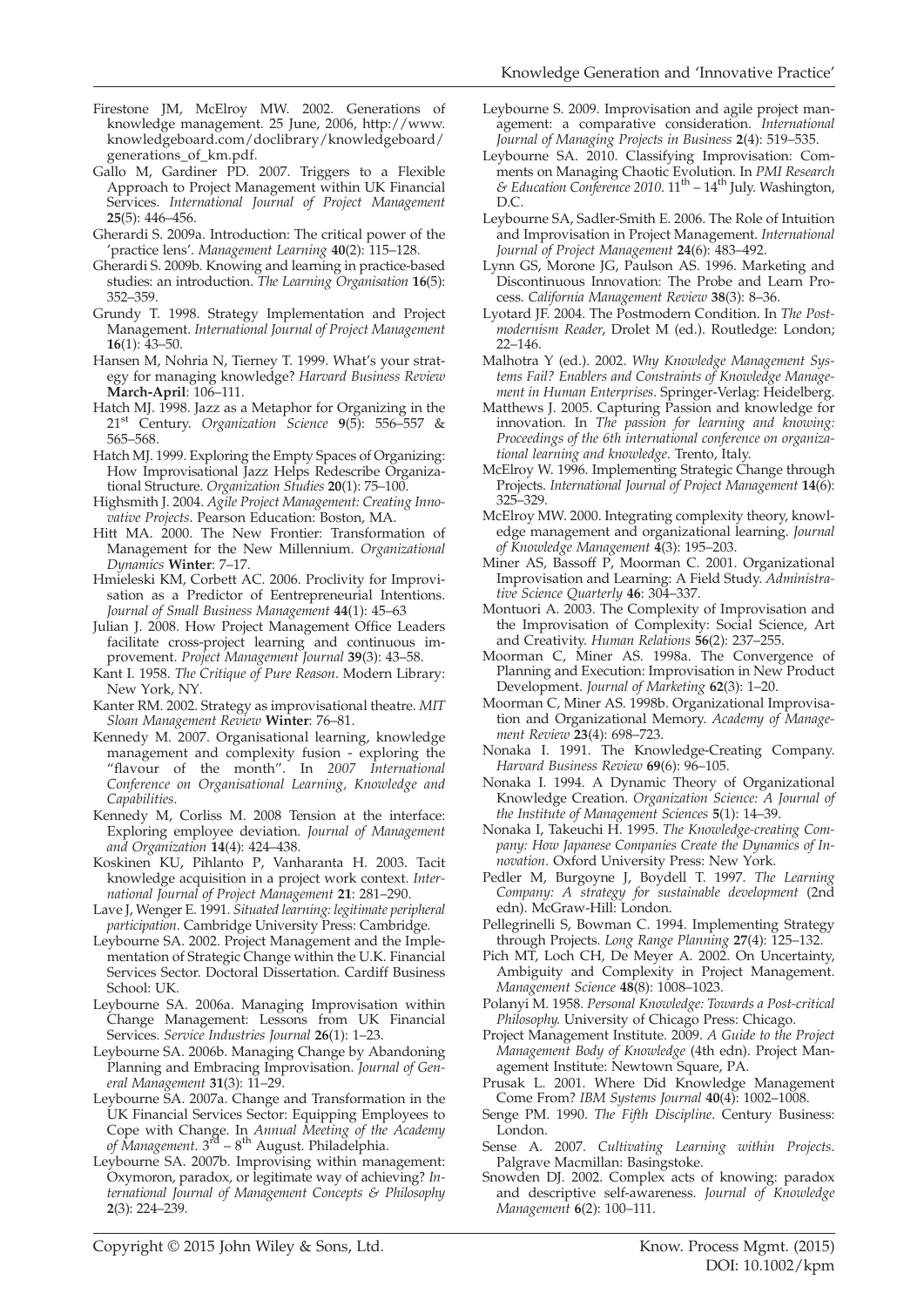Firestone JM, McElroy MW. 2002. Generations of knowledge management. 25 June, 2006, http://www.knowledgeboard.com/doclibrary/knowledgeboard/generations_of_km.pdf.

Gallo M, Gardiner PD. 2007. Triggers to a Flexible Approach to Project Management within UK Financial Services. *International Journal of Project Management* **25**(5): 446–456.

Gherardi S. 2009a. Introduction: The critical power of the 'practice lens'. *Management Learning* **40**(2): 115–128.

Gherardi S. 2009b. Knowing and learning in practice-based studies: an introduction. *The Learning Organisation* **16**(5): 352–359.

Grundy T. 1998. Strategy Implementation and Project Management. *International Journal of Project Management* **16**(1): 43–50.

Hansen M, Nohria N, Tierney T. 1999. What's your strategy for managing knowledge? *Harvard Business Review* **March-April**: 106–111.

Hatch MJ. 1998. Jazz as a Metaphor for Organizing in the 21st Century. *Organization Science* **9**(5): 556–557 & 565–568.

Hatch MJ. 1999. Exploring the Empty Spaces of Organizing: How Improvisational Jazz Helps Redescribe Organizational Structure. *Organization Studies* **20**(1): 75–100.

Highsmith J. 2004. *Agile Project Management: Creating Innovative Projects*. Pearson Education: Boston, MA.

Hitt MA. 2000. The New Frontier: Transformation of Management for the New Millennium. *Organizational Dynamics* **Winter**: 7–17.

Hmieleski KM, Corbett AC. 2006. Proclivity for Improvisation as a Predictor of Eentrepreneurial Intentions. *Journal of Small Business Management* **44**(1): 45–63

Julian J. 2008. How Project Management Office Leaders facilitate cross-project learning and continuous improvement. *Project Management Journal* **39**(3): 43–58.

Kant I. 1958. *The Critique of Pure Reason*. Modern Library: New York, NY.

Kanter RM. 2002. Strategy as improvisational theatre. *MIT Sloan Management Review* **Winter**: 76–81.

Kennedy M. 2007. Organisational learning, knowledge management and complexity fusion - exploring the "flavour of the month". In *2007 International Conference on Organisational Learning, Knowledge and Capabilities*.

Kennedy M, Corliss M. 2008 Tension at the interface: Exploring employee deviation. *Journal of Management and Organization* **14**(4): 424–438.

Koskinen KU, Pihlanto P, Vanharanta H. 2003. Tacit knowledge acquisition in a project work context. *International Journal of Project Management* **21**: 281–290.

Lave J, Wenger E. 1991. *Situated learning: legitimate peripheral participation*. Cambridge University Press: Cambridge.

Leybourne SA. 2002. Project Management and the Implementation of Strategic Change within the U.K. Financial Services Sector. Doctoral Dissertation. Cardiff Business School: UK.

Leybourne SA. 2006a. Managing Improvisation within Change Management: Lessons from UK Financial Services. *Service Industries Journal* **26**(1): 1–23.

Leybourne SA. 2006b. Managing Change by Abandoning Planning and Embracing Improvisation. *Journal of General Management* **31**(3): 11–29.

Leybourne SA. 2007a. Change and Transformation in the UK Financial Services Sector: Equipping Employees to Cope with Change. In *Annual Meeting of the Academy of Management*. 3rd – 8th August. Philadelphia.

Leybourne SA. 2007b. Improvising within management: Oxymoron, paradox, or legitimate way of achieving? *International Journal of Management Concepts & Philosophy* **2**(3): 224–239.

Leybourne S. 2009. Improvisation and agile project management: a comparative consideration. *International Journal of Managing Projects in Business* **2**(4): 519–535.

Leybourne SA. 2010. Classifying Improvisation: Comments on Managing Chaotic Evolution. In *PMI Research & Education Conference 2010*. 11th – 14th July. Washington, D.C.

Leybourne SA, Sadler-Smith E. 2006. The Role of Intuition and Improvisation in Project Management. *International Journal of Project Management* **24**(6): 483–492.

Lynn GS, Morone JG, Paulson AS. 1996. Marketing and Discontinuous Innovation: The Probe and Learn Process. *California Management Review* **38**(3): 8–36.

Lyotard JF. 2004. The Postmodern Condition. In *The Postmodernism Reader*, Drolet M (ed.). Routledge: London; 22–146.

Malhotra Y (ed.). 2002. *Why Knowledge Management Systems Fail? Enablers and Constraints of Knowledge Management in Human Enterprises*. Springer-Verlag: Heidelberg.

Matthews J. 2005. Capturing Passion and knowledge for innovation. In *The passion for learning and knowing: Proceedings of the 6th international conference on organizational learning and knowledge*. Trento, Italy.

McElroy W. 1996. Implementing Strategic Change through Projects. *International Journal of Project Management* **14**(6): 325–329.

McElroy MW. 2000. Integrating complexity theory, knowledge management and organizational learning. *Journal of Knowledge Management* **4**(3): 195–203.

Miner AS, Bassoff P, Moorman C. 2001. Organizational Improvisation and Learning: A Field Study. *Administrative Science Quarterly* **46**: 304–337.

Montuori A. 2003. The Complexity of Improvisation and the Improvisation of Complexity: Social Science, Art and Creativity. *Human Relations* **56**(2): 237–255.

Moorman C, Miner AS. 1998a. The Convergence of Planning and Execution: Improvisation in New Product Development. *Journal of Marketing* **62**(3): 1–20.

Moorman C, Miner AS. 1998b. Organizational Improvisation and Organizational Memory. *Academy of Management Review* **23**(4): 698–723.

Nonaka I. 1991. The Knowledge-Creating Company. *Harvard Business Review* **69**(6): 96–105.

Nonaka I. 1994. A Dynamic Theory of Organizational Knowledge Creation. *Organization Science: A Journal of the Institute of Management Sciences* **5**(1): 14–39.

Nonaka I, Takeuchi H. 1995. *The Knowledge-creating Company: How Japanese Companies Create the Dynamics of Innovation*. Oxford University Press: New York.

Pedler M, Burgoyne J, Boydell T. 1997. *The Learning Company: A strategy for sustainable development* (2nd edn). McGraw-Hill: London.

Pellegrinelli S, Bowman C. 1994. Implementing Strategy through Projects. *Long Range Planning* **27**(4): 125–132.

Pich MT, Loch CH, De Meyer A. 2002. On Uncertainty, Ambiguity and Complexity in Project Management. *Management Science* **48**(8): 1008–1023.

Polanyi M. 1958. *Personal Knowledge: Towards a Post-critical Philosophy*. University of Chicago Press: Chicago.

Project Management Institute. 2009. *A Guide to the Project Management Body of Knowledge* (4th edn). Project Management Institute: Newtown Square, PA.

Prusak L. 2001. Where Did Knowledge Management Come From? *IBM Systems Journal* **40**(4): 1002–1008.

Senge PM. 1990. *The Fifth Discipline*. Century Business: London.

Sense A. 2007. *Cultivating Learning within Projects*. Palgrave Macmillan: Basingstoke.

Snowden DJ. 2002. Complex acts of knowing: paradox and descriptive self-awareness. *Journal of Knowledge Management* **6**(2): 100–111.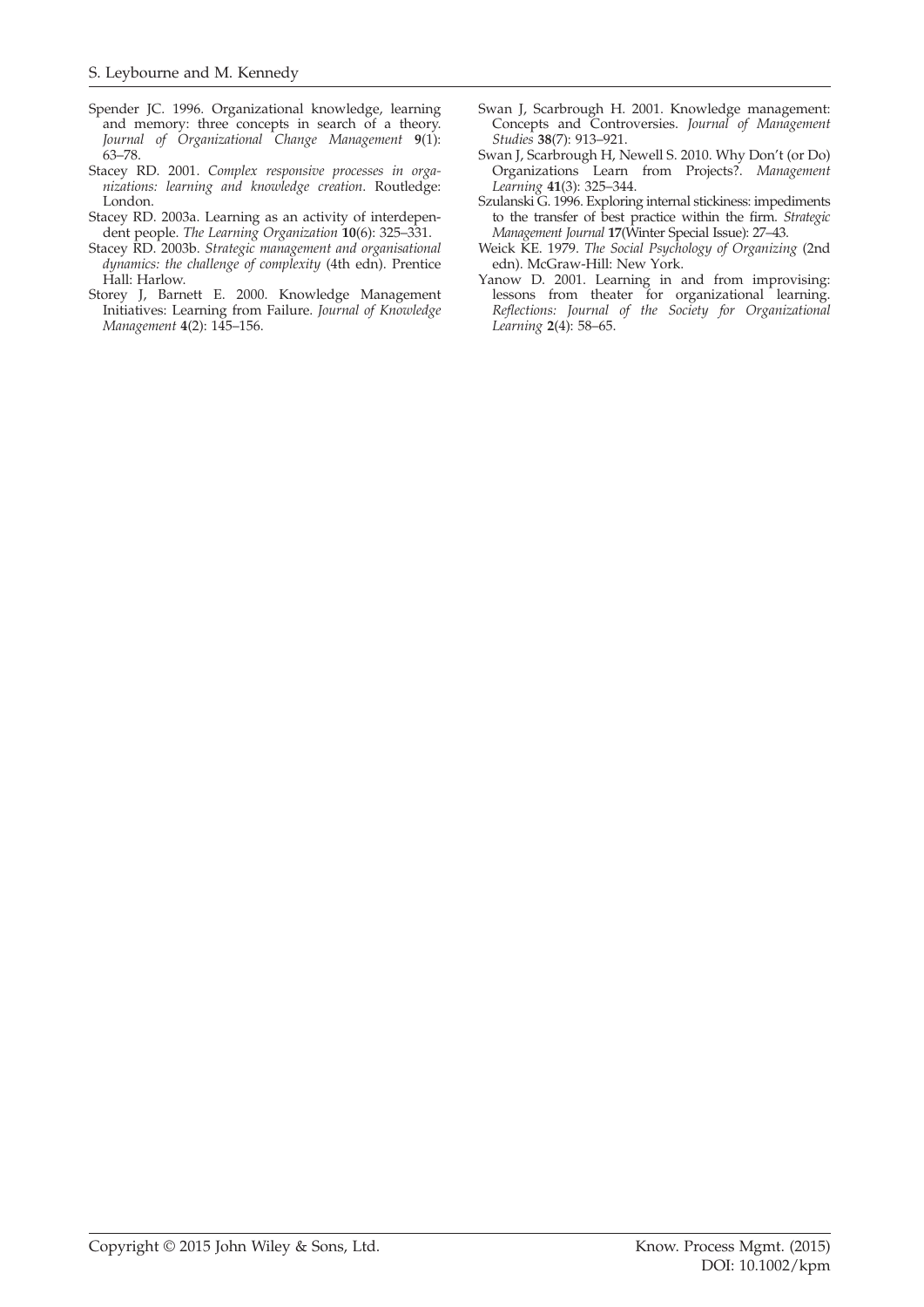Spender JC. 1996. Organizational knowledge, learning and memory: three concepts in search of a theory. *Journal of Organizational Change Management* **9**(1): 63–78.

Stacey RD. 2001. *Complex responsive processes in organizations: learning and knowledge creation*. Routledge: London.

Stacey RD. 2003a. Learning as an activity of interdependent people. *The Learning Organization* **10**(6): 325–331.

Stacey RD. 2003b. *Strategic management and organisational dynamics: the challenge of complexity* (4th edn). Prentice Hall: Harlow.

Storey J, Barnett E. 2000. Knowledge Management Initiatives: Learning from Failure. *Journal of Knowledge Management* **4**(2): 145–156.

Swan J, Scarbrough H. 2001. Knowledge management: Concepts and Controversies. *Journal of Management Studies* **38**(7): 913–921.

Swan J, Scarbrough H, Newell S. 2010. Why Don't (or Do) Organizations Learn from Projects?. *Management Learning* **41**(3): 325–344.

Szulanski G. 1996. Exploring internal stickiness: impediments to the transfer of best practice within the firm. *Strategic Management Journal* **17**(Winter Special Issue): 27–43.

Weick KE. 1979. *The Social Psychology of Organizing* (2nd edn). McGraw-Hill: New York.

Yanow D. 2001. Learning in and from improvising: lessons from theater for organizational learning. *Reflections: Journal of the Society for Organizational Learning* **2**(4): 58–65.